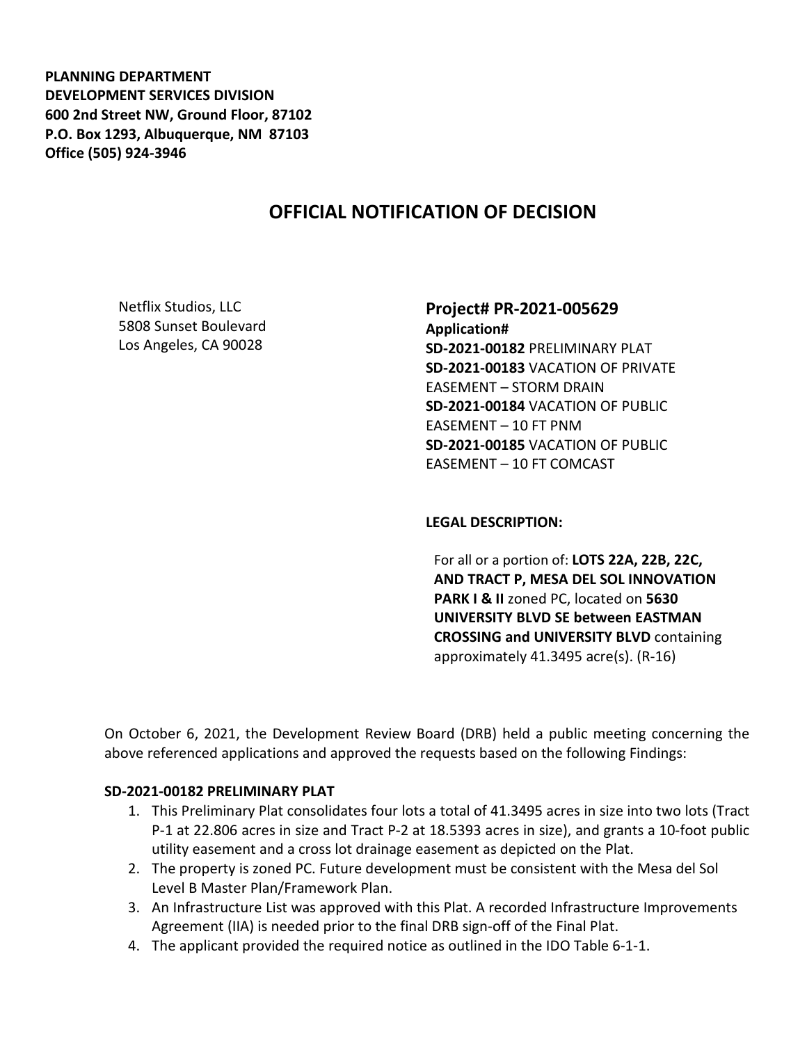**PLANNING DEPARTMENT**
**DEVELOPMENT SERVICES DIVISION**
**600 2nd Street NW, Ground Floor, 87102**
**P.O. Box 1293, Albuquerque, NM 87103**
**Office (505) 924-3946**

# OFFICIAL NOTIFICATION OF DECISION

Netflix Studios, LLC
5808 Sunset Boulevard
Los Angeles, CA 90028

## Project# PR-2021-005629

**Application#**
**SD-2021-00182** PRELIMINARY PLAT
**SD-2021-00183** VACATION OF PRIVATE EASEMENT – STORM DRAIN
**SD-2021-00184** VACATION OF PUBLIC EASEMENT – 10 FT PNM
**SD-2021-00185** VACATION OF PUBLIC EASEMENT – 10 FT COMCAST

**LEGAL DESCRIPTION:**

For all or a portion of: **LOTS 22A, 22B, 22C, AND TRACT P, MESA DEL SOL INNOVATION PARK I & II** zoned PC, located on **5630 UNIVERSITY BLVD SE between EASTMAN CROSSING and UNIVERSITY BLVD** containing approximately 41.3495 acre(s). (R-16)

On October 6, 2021, the Development Review Board (DRB) held a public meeting concerning the above referenced applications and approved the requests based on the following Findings:

**SD-2021-00182 PRELIMINARY PLAT**

1. This Preliminary Plat consolidates four lots a total of 41.3495 acres in size into two lots (Tract P-1 at 22.806 acres in size and Tract P-2 at 18.5393 acres in size), and grants a 10-foot public utility easement and a cross lot drainage easement as depicted on the Plat.
2. The property is zoned PC. Future development must be consistent with the Mesa del Sol Level B Master Plan/Framework Plan.
3. An Infrastructure List was approved with this Plat. A recorded Infrastructure Improvements Agreement (IIA) is needed prior to the final DRB sign-off of the Final Plat.
4. The applicant provided the required notice as outlined in the IDO Table 6-1-1.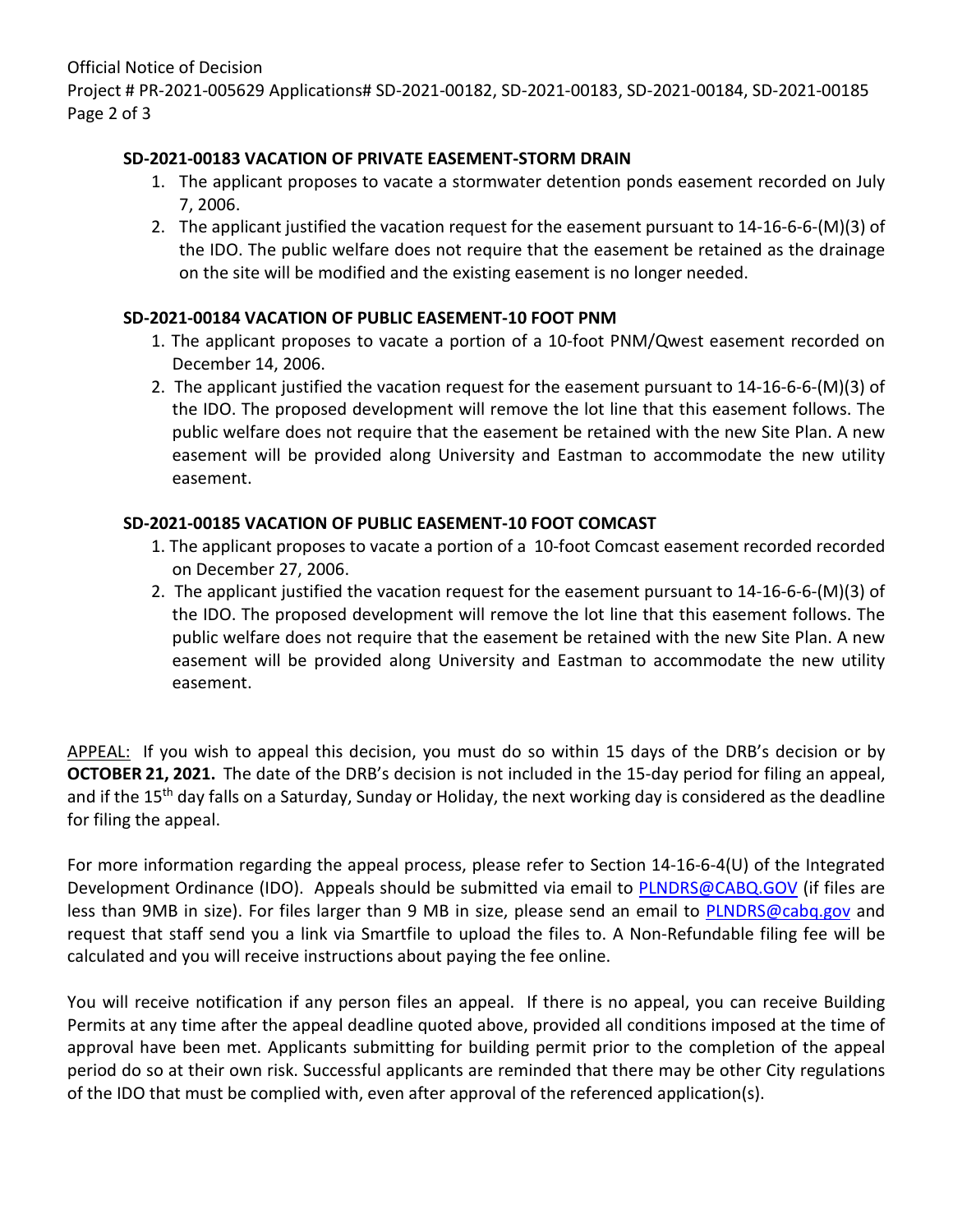### SD-2021-00183 VACATION OF PRIVATE EASEMENT-STORM DRAIN

1. The applicant proposes to vacate a stormwater detention ponds easement recorded on July 7, 2006.
2. The applicant justified the vacation request for the easement pursuant to 14-16-6-6-(M)(3) of the IDO. The public welfare does not require that the easement be retained as the drainage on the site will be modified and the existing easement is no longer needed.

### SD-2021-00184 VACATION OF PUBLIC EASEMENT-10 FOOT PNM

1. The applicant proposes to vacate a portion of a 10-foot PNM/Qwest easement recorded on December 14, 2006.
2. The applicant justified the vacation request for the easement pursuant to 14-16-6-6-(M)(3) of the IDO. The proposed development will remove the lot line that this easement follows. The public welfare does not require that the easement be retained with the new Site Plan. A new easement will be provided along University and Eastman to accommodate the new utility easement.

### SD-2021-00185 VACATION OF PUBLIC EASEMENT-10 FOOT COMCAST

1. The applicant proposes to vacate a portion of a 10-foot Comcast easement recorded recorded on December 27, 2006.
2. The applicant justified the vacation request for the easement pursuant to 14-16-6-6-(M)(3) of the IDO. The proposed development will remove the lot line that this easement follows. The public welfare does not require that the easement be retained with the new Site Plan. A new easement will be provided along University and Eastman to accommodate the new utility easement.

APPEAL: If you wish to appeal this decision, you must do so within 15 days of the DRB's decision or by **OCTOBER 21, 2021.** The date of the DRB's decision is not included in the 15-day period for filing an appeal, and if the 15th day falls on a Saturday, Sunday or Holiday, the next working day is considered as the deadline for filing the appeal.

For more information regarding the appeal process, please refer to Section 14-16-6-4(U) of the Integrated Development Ordinance (IDO). Appeals should be submitted via email to PLNDRS@CABQ.GOV (if files are less than 9MB in size). For files larger than 9 MB in size, please send an email to PLNDRS@cabq.gov and request that staff send you a link via Smartfile to upload the files to. A Non-Refundable filing fee will be calculated and you will receive instructions about paying the fee online.

You will receive notification if any person files an appeal. If there is no appeal, you can receive Building Permits at any time after the appeal deadline quoted above, provided all conditions imposed at the time of approval have been met. Applicants submitting for building permit prior to the completion of the appeal period do so at their own risk. Successful applicants are reminded that there may be other City regulations of the IDO that must be complied with, even after approval of the referenced application(s).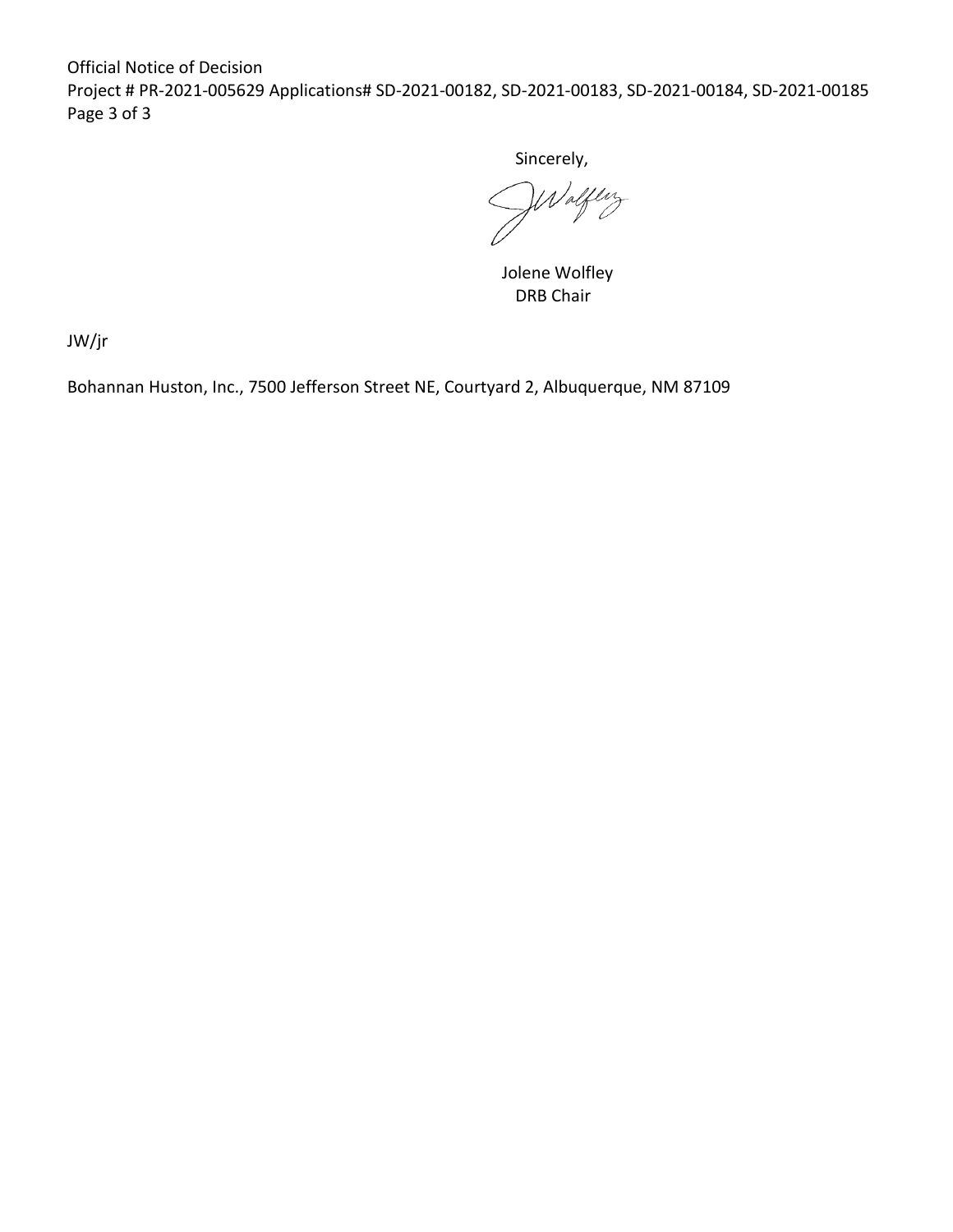Sincerely,

Jolene Wolfley
DRB Chair

JW/jr

Bohannan Huston, Inc., 7500 Jefferson Street NE, Courtyard 2, Albuquerque, NM 87109